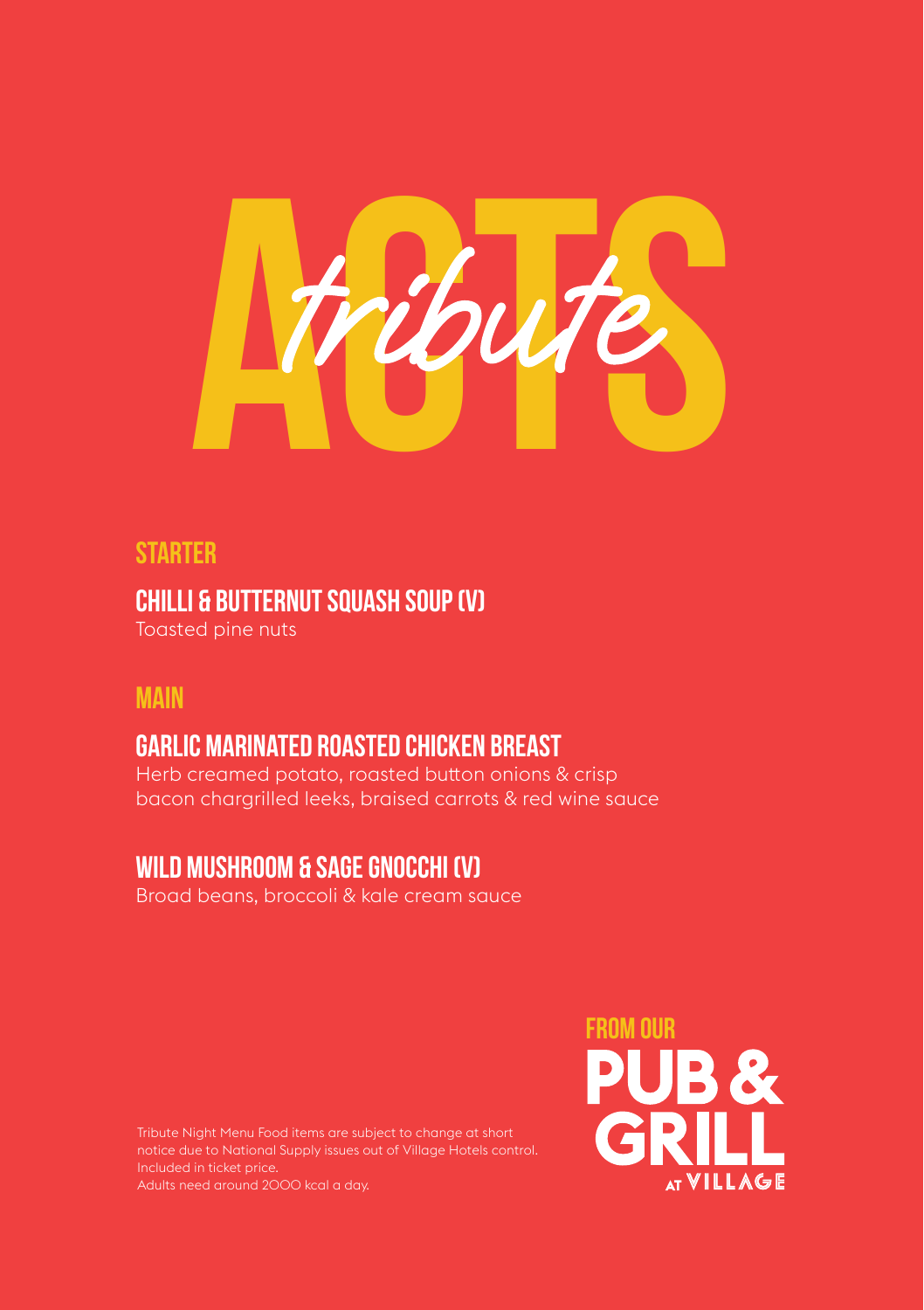# ACTS *tribute*

## STARTER

### CHILLI & BUTTERNUT SQUASH SOUP (V)

Toasted pine nuts

## MAIN

### GARLIC MARINATED ROASTED CHICKEN BREAST

Herb creamed potato, roasted button onions & crisp bacon chargrilled leeks, braised carrots & red wine sauce

### WILD MUSHROOM & SAGE GNOCCHI (V)

Broad beans, broccoli & kale cream sauce

Tribute Night Menu Food items are subject to change at short notice due to National Supply issues out of Village Hotels control.
Included in ticket price.
Adults need around 2000 kcal a day.

FROM OUR **PUB & GRILL** AT VILLAGE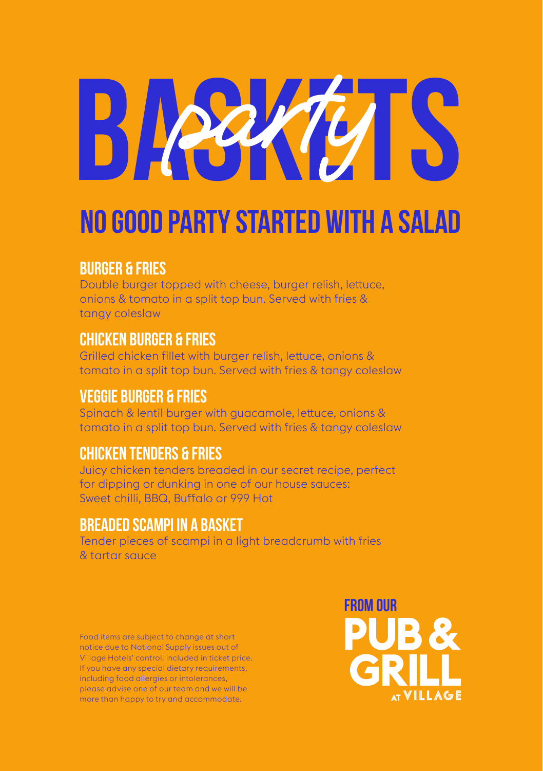# BASKETS *party*

## NO GOOD PARTY STARTED WITH A SALAD

### BURGER & FRIES

Double burger topped with cheese, burger relish, lettuce, onions & tomato in a split top bun. Served with fries & tangy coleslaw

### CHICKEN BURGER & FRIES

Grilled chicken fillet with burger relish, lettuce, onions & tomato in a split top bun. Served with fries & tangy coleslaw

### VEGGIE BURGER & FRIES

Spinach & lentil burger with guacamole, lettuce, onions & tomato in a split top bun. Served with fries & tangy coleslaw

### CHICKEN TENDERS & FRIES

Juicy chicken tenders breaded in our secret recipe, perfect for dipping or dunking in one of our house sauces: Sweet chilli, BBQ, Buffalo or 999 Hot

### BREADED SCAMPI IN A BASKET

Tender pieces of scampi in a light breadcrumb with fries & tartar sauce

Food items are subject to change at short notice due to National Supply issues out of Village Hotels' control. Included in ticket price. If you have any special dietary requirements, including food allergies or intolerances, please advise one of our team and we will be more than happy to try and accommodate.

FROM OUR
**PUB & GRILL**
AT VILLAGE